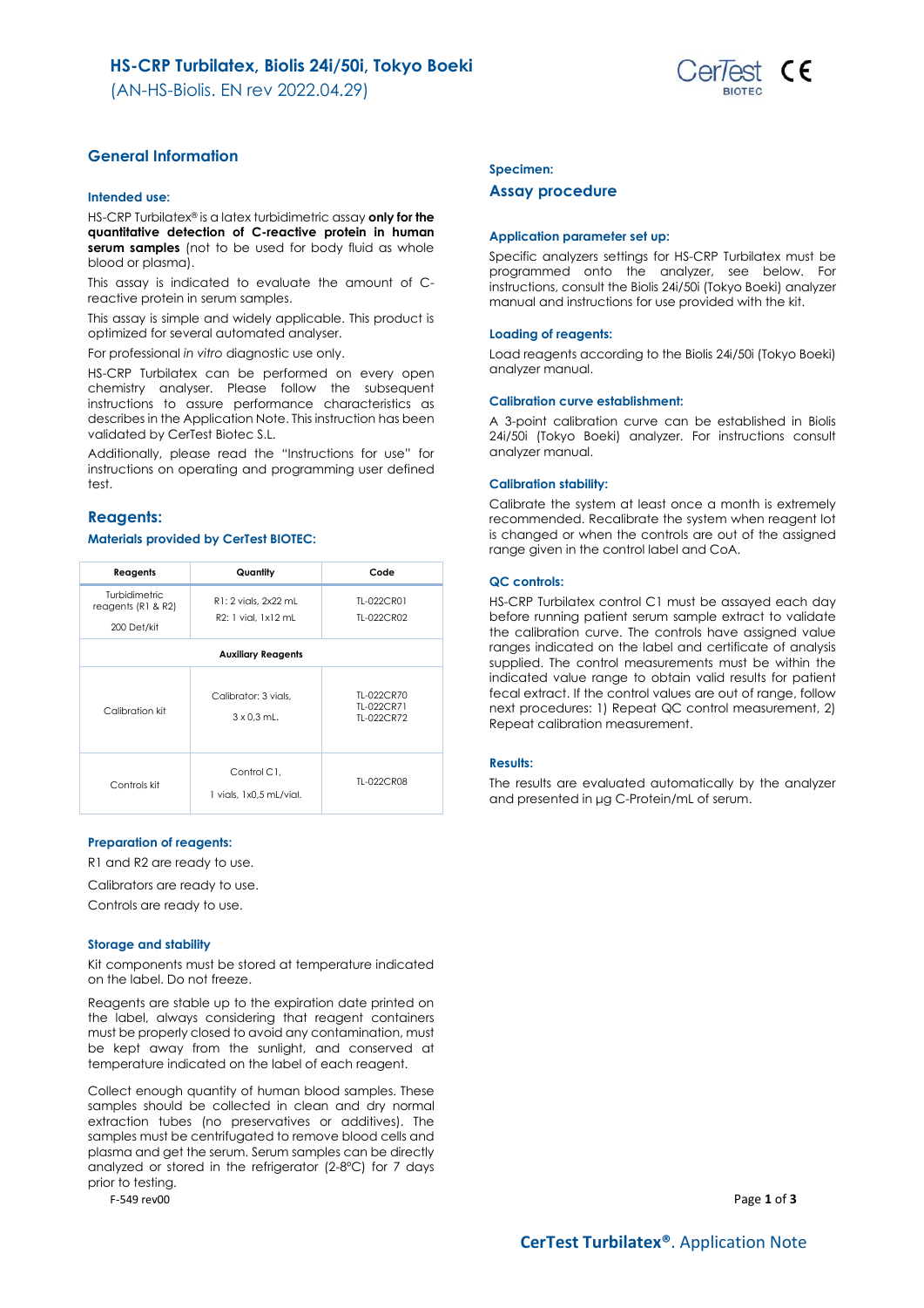# HS-CRP Turbilatex, Biolis 24i/50i, Tokyo Boeki

(AN-HS-Biolis. EN rev 2022.04.29)

## General Information

### Intended use:

HS-CRP Turbilatex® is a latex turbidimetric assay **only for the quantitative detection of C-reactive protein in human serum samples** (not to be used for body fluid as whole blood or plasma).

This assay is indicated to evaluate the amount of C-reactive protein in serum samples.

This assay is simple and widely applicable. This product is optimized for several automated analyser.

For professional *in vitro* diagnostic use only.

HS-CRP Turbilatex can be performed on every open chemistry analyser. Please follow the subsequent instructions to assure performance characteristics as describes in the Application Note. This instruction has been validated by CerTest Biotec S.L.

Additionally, please read the "Instructions for use" for instructions on operating and programming user defined test.

## Reagents:

### Materials provided by CerTest BIOTEC:

| Reagents | Quantity | Code |
|---|---|---|
| Turbidimetric reagents (R1 & R2) 200 Det/kit | R1: 2 vials, 2x22 mL<br>R2: 1 vial, 1x12 mL | TL-022CR01<br>TL-022CR02 |
| **Auxiliary Reagents** | | |
| Calibration kit | Calibrator: 3 vials, 3 x 0,3 mL. | TL-022CR70<br>TL-022CR71<br>TL-022CR72 |
| Controls kit | Control C1, 1 vials, 1x0,5 mL/vial. | TL-022CR08 |

### Preparation of reagents:

R1 and R2 are ready to use.

Calibrators are ready to use.

Controls are ready to use.

### Storage and stability

Kit components must be stored at temperature indicated on the label. Do not freeze.

Reagents are stable up to the expiration date printed on the label, always considering that reagent containers must be properly closed to avoid any contamination, must be kept away from the sunlight, and conserved at temperature indicated on the label of each reagent.

Collect enough quantity of human blood samples. These samples should be collected in clean and dry normal extraction tubes (no preservatives or additives). The samples must be centrifugated to remove blood cells and plasma and get the serum. Serum samples can be directly analyzed or stored in the refrigerator (2-8ºC) for 7 days prior to testing.

### Specimen:

## Assay procedure

### Application parameter set up:

Specific analyzers settings for HS-CRP Turbilatex must be programmed onto the analyzer, see below. For instructions, consult the Biolis 24i/50i (Tokyo Boeki) analyzer manual and instructions for use provided with the kit.

### Loading of reagents:

Load reagents according to the Biolis 24i/50i (Tokyo Boeki) analyzer manual.

### Calibration curve establishment:

A 3-point calibration curve can be established in Biolis 24i/50i (Tokyo Boeki) analyzer. For instructions consult analyzer manual.

### Calibration stability:

Calibrate the system at least once a month is extremely recommended. Recalibrate the system when reagent lot is changed or when the controls are out of the assigned range given in the control label and CoA.

### QC controls:

HS-CRP Turbilatex control C1 must be assayed each day before running patient serum sample extract to validate the calibration curve. The controls have assigned value ranges indicated on the label and certificate of analysis supplied. The control measurements must be within the indicated value range to obtain valid results for patient fecal extract. If the control values are out of range, follow next procedures: 1) Repeat QC control measurement, 2) Repeat calibration measurement.

### Results:

The results are evaluated automatically by the analyzer and presented in µg C-Protein/mL of serum.

F-549 rev00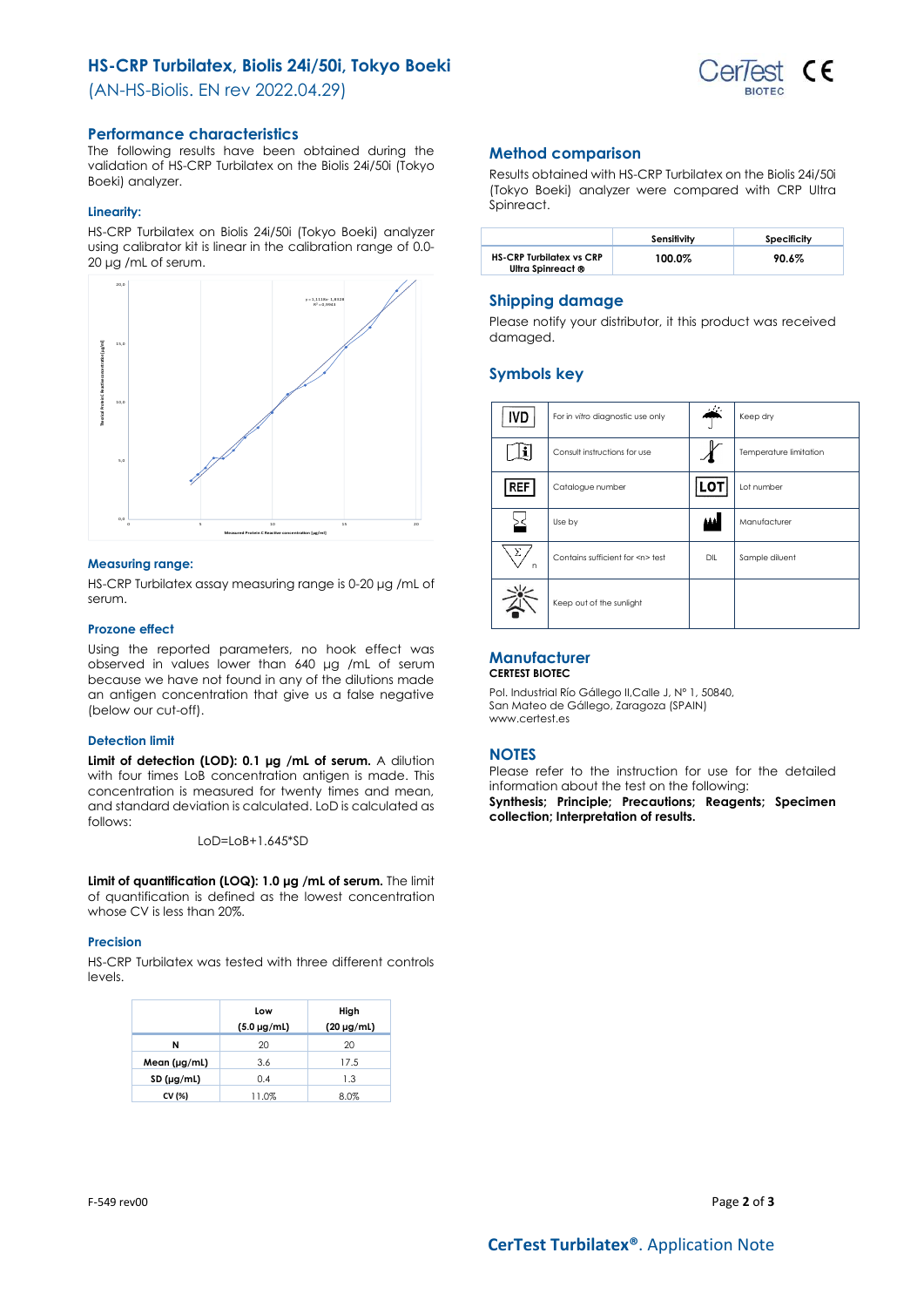# HS-CRP Turbilatex, Biolis 24i/50i, Tokyo Boeki

(AN-HS-Biolis. EN rev 2022.04.29)

## Performance characteristics

The following results have been obtained during the validation of HS-CRP Turbilatex on the Biolis 24i/50i (Tokyo Boeki) analyzer.

### Linearity:

HS-CRP Turbilatex on Biolis 24i/50i (Tokyo Boeki) analyzer using calibrator kit is linear in the calibration range of 0.0-20 µg /mL of serum.

### Measuring range:

HS-CRP Turbilatex assay measuring range is 0-20 µg /mL of serum.

### Prozone effect

Using the reported parameters, no hook effect was observed in values lower than 640 µg /mL of serum because we have not found in any of the dilutions made an antigen concentration that give us a false negative (below our cut-off).

### Detection limit

**Limit of detection (LOD): 0.1 µg /mL of serum.** A dilution with four times LoB concentration antigen is made. This concentration is measured for twenty times and mean, and standard deviation is calculated. LoD is calculated as follows:

$$LoD = LoB + 1.645 * SD$$

**Limit of quantification (LOQ): 1.0 µg /mL of serum.** The limit of quantification is defined as the lowest concentration whose CV is less than 20%.

### Precision

HS-CRP Turbilatex was tested with three different controls levels.

| | Low (5.0 µg/mL) | High (20 µg/mL) |
|---|---|---|
| **N** | 20 | 20 |
| **Mean (µg/mL)** | 3.6 | 17.5 |
| **SD (µg/mL)** | 0.4 | 1.3 |
| **CV (%)** | 11.0% | 8.0% |

## Method comparison

Results obtained with HS-CRP Turbilatex on the Biolis 24i/50i (Tokyo Boeki) analyzer were compared with CRP Ultra Spinreact.

| | Sensitivity | Specificity |
|---|---|---|
| **HS-CRP Turbilatex vs CRP Ultra Spinreact ®** | 100.0% | 90.6% |

## Shipping damage

Please notify your distributor, it this product was received damaged.

## Symbols key

| Symbol | Meaning | Symbol | Meaning |
|---|---|---|---|
| IVD | For in vitro diagnostic use only | | Keep dry |
| | Consult instructions for use | | Temperature limitation |
| REF | Catalogue number | LOT | Lot number |
| | Use by | | Manufacturer |
| | Contains sufficient for <n> test | DIL | Sample diluent |
| | Keep out of the sunlight | | |

## Manufacturer

**CERTEST BIOTEC**

Pol. Industrial Río Gállego II,Calle J, Nº 1, 50840, San Mateo de Gállego, Zaragoza (SPAIN)
www.certest.es

## NOTES

Please refer to the instruction for use for the detailed information about the test on the following:
**Synthesis; Principle; Precautions; Reagents; Specimen collection; Interpretation of results.**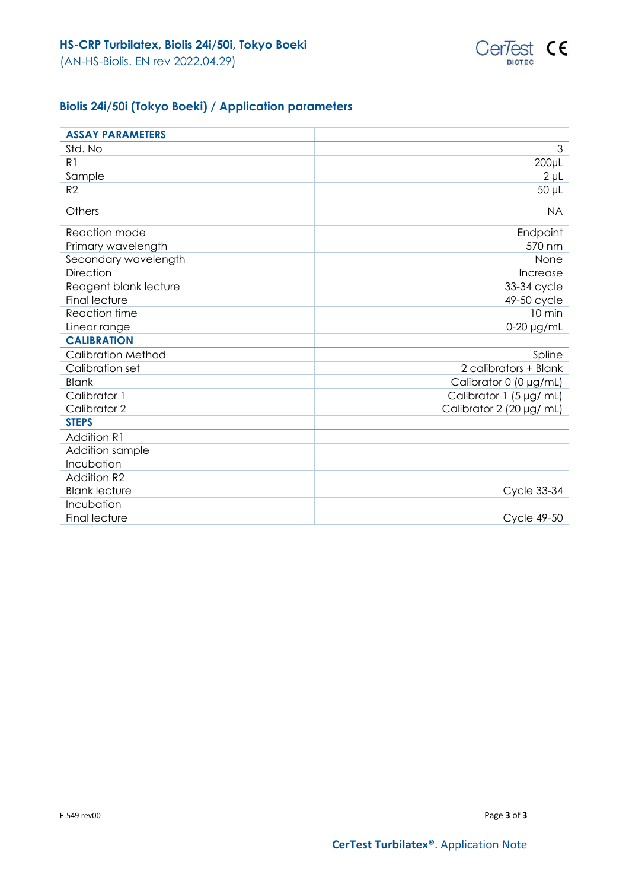## Biolis 24i/50i (Tokyo Boeki) / Application parameters

| **ASSAY PARAMETERS** | |
|---|---|
| Std. No | 3 |
| R1 | 200µL |
| Sample | 2 µL |
| R2 | 50 µL |
| Others | NA |
| Reaction mode | Endpoint |
| Primary wavelength | 570 nm |
| Secondary wavelength | None |
| Direction | Increase |
| Reagent blank lecture | 33-34 cycle |
| Final lecture | 49-50 cycle |
| Reaction time | 10 min |
| Linear range | 0-20 µg/mL |
| **CALIBRATION** | |
| Calibration Method | Spline |
| Calibration set | 2 calibrators + Blank |
| Blank | Calibrator 0 (0 µg/mL) |
| Calibrator 1 | Calibrator 1 (5 µg/ mL) |
| Calibrator 2 | Calibrator 2 (20 µg/ mL) |
| **STEPS** | |
| Addition R1 | |
| Addition sample | |
| Incubation | |
| Addition R2 | |
| Blank lecture | Cycle 33-34 |
| Incubation | |
| Final lecture | Cycle 49-50 |